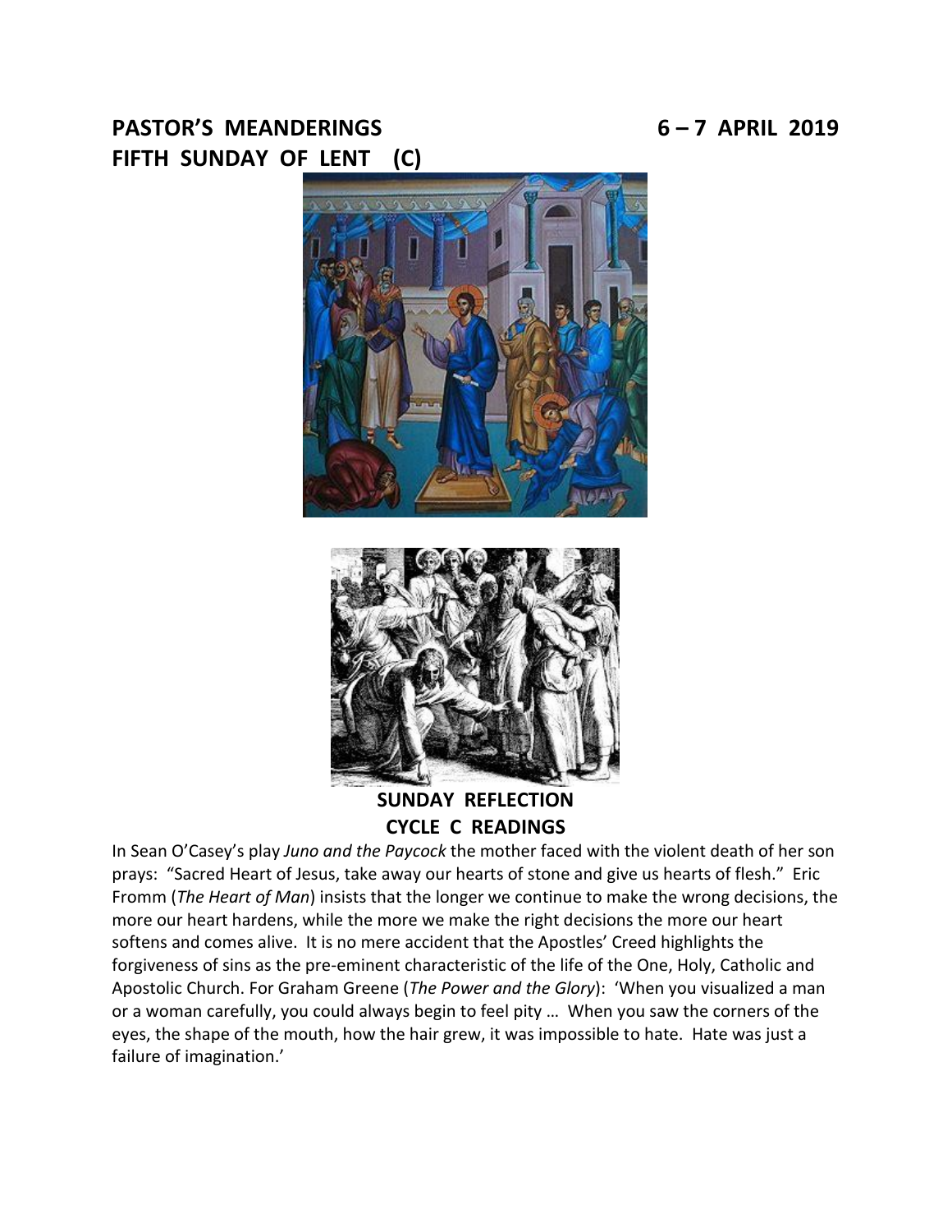# PASTOR'S MEANDERINGS 6 – 7 APRIL 2019

# FIFTH SUNDAY OF LENT (C)

## SUNDAY REFLECTION
## CYCLE C READINGS

In Sean O'Casey's play *Juno and the Paycock* the mother faced with the violent death of her son prays: "Sacred Heart of Jesus, take away our hearts of stone and give us hearts of flesh." Eric Fromm (*The Heart of Man*) insists that the longer we continue to make the wrong decisions, the more our heart hardens, while the more we make the right decisions the more our heart softens and comes alive. It is no mere accident that the Apostles' Creed highlights the forgiveness of sins as the pre-eminent characteristic of the life of the One, Holy, Catholic and Apostolic Church. For Graham Greene (*The Power and the Glory*): 'When you visualized a man or a woman carefully, you could always begin to feel pity … When you saw the corners of the eyes, the shape of the mouth, how the hair grew, it was impossible to hate. Hate was just a failure of imagination.'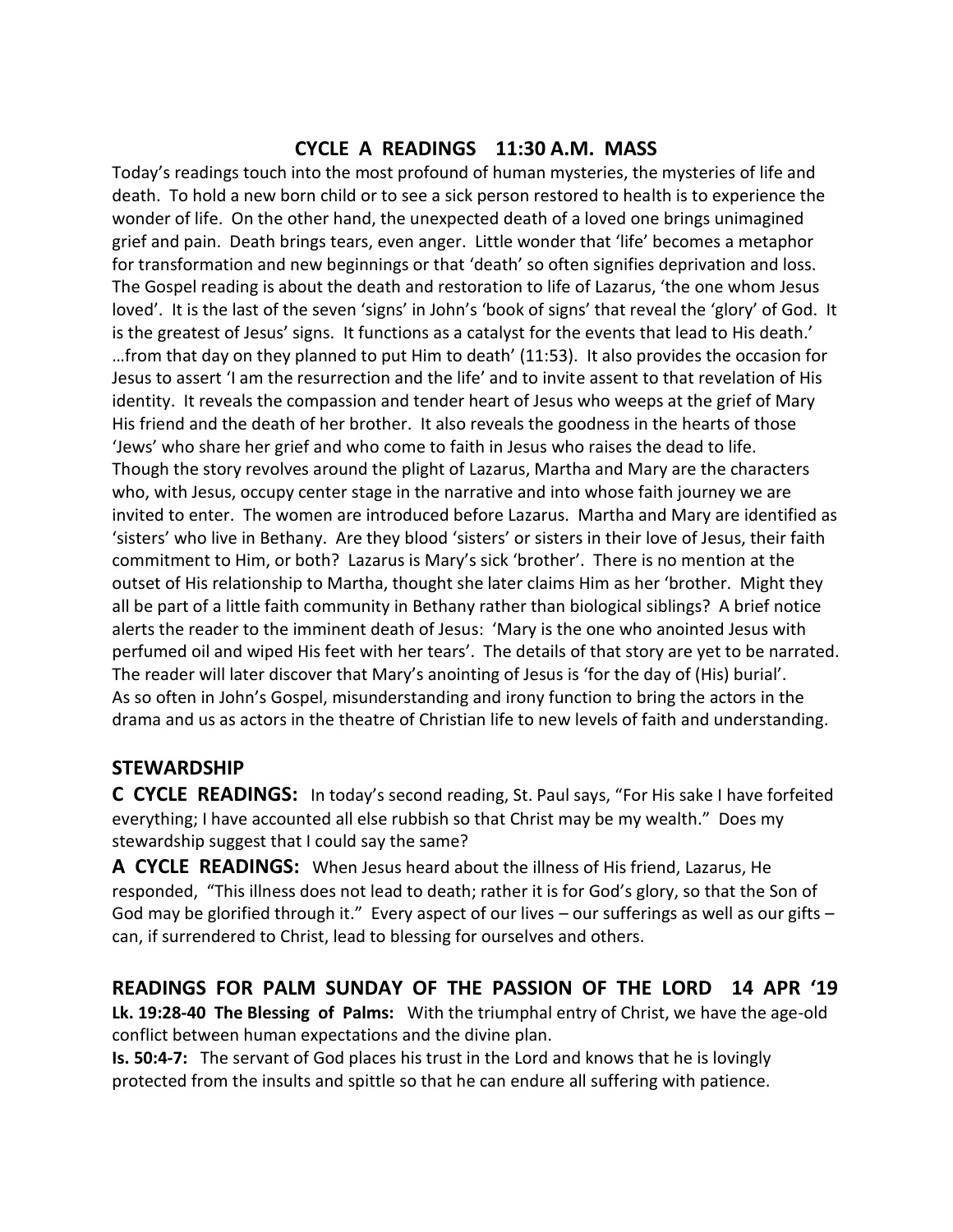## CYCLE A READINGS 11:30 A.M. MASS

Today's readings touch into the most profound of human mysteries, the mysteries of life and death. To hold a new born child or to see a sick person restored to health is to experience the wonder of life. On the other hand, the unexpected death of a loved one brings unimagined grief and pain. Death brings tears, even anger. Little wonder that 'life' becomes a metaphor for transformation and new beginnings or that 'death' so often signifies deprivation and loss. The Gospel reading is about the death and restoration to life of Lazarus, 'the one whom Jesus loved'. It is the last of the seven 'signs' in John's 'book of signs' that reveal the 'glory' of God. It is the greatest of Jesus' signs. It functions as a catalyst for the events that lead to His death.' …from that day on they planned to put Him to death' (11:53). It also provides the occasion for Jesus to assert 'I am the resurrection and the life' and to invite assent to that revelation of His identity. It reveals the compassion and tender heart of Jesus who weeps at the grief of Mary His friend and the death of her brother. It also reveals the goodness in the hearts of those 'Jews' who share her grief and who come to faith in Jesus who raises the dead to life. Though the story revolves around the plight of Lazarus, Martha and Mary are the characters who, with Jesus, occupy center stage in the narrative and into whose faith journey we are invited to enter. The women are introduced before Lazarus. Martha and Mary are identified as 'sisters' who live in Bethany. Are they blood 'sisters' or sisters in their love of Jesus, their faith commitment to Him, or both? Lazarus is Mary's sick 'brother'. There is no mention at the outset of His relationship to Martha, thought she later claims Him as her 'brother. Might they all be part of a little faith community in Bethany rather than biological siblings? A brief notice alerts the reader to the imminent death of Jesus: 'Mary is the one who anointed Jesus with perfumed oil and wiped His feet with her tears'. The details of that story are yet to be narrated. The reader will later discover that Mary's anointing of Jesus is 'for the day of (His) burial'. As so often in John's Gospel, misunderstanding and irony function to bring the actors in the drama and us as actors in the theatre of Christian life to new levels of faith and understanding.

## STEWARDSHIP

**C CYCLE READINGS:** In today's second reading, St. Paul says, "For His sake I have forfeited everything; I have accounted all else rubbish so that Christ may be my wealth." Does my stewardship suggest that I could say the same?

**A CYCLE READINGS:** When Jesus heard about the illness of His friend, Lazarus, He responded, "This illness does not lead to death; rather it is for God's glory, so that the Son of God may be glorified through it." Every aspect of our lives – our sufferings as well as our gifts – can, if surrendered to Christ, lead to blessing for ourselves and others.

## READINGS FOR PALM SUNDAY OF THE PASSION OF THE LORD 14 APR '19

**Lk. 19:28-40 The Blessing of Palms:** With the triumphal entry of Christ, we have the age-old conflict between human expectations and the divine plan.

**Is. 50:4-7:** The servant of God places his trust in the Lord and knows that he is lovingly protected from the insults and spittle so that he can endure all suffering with patience.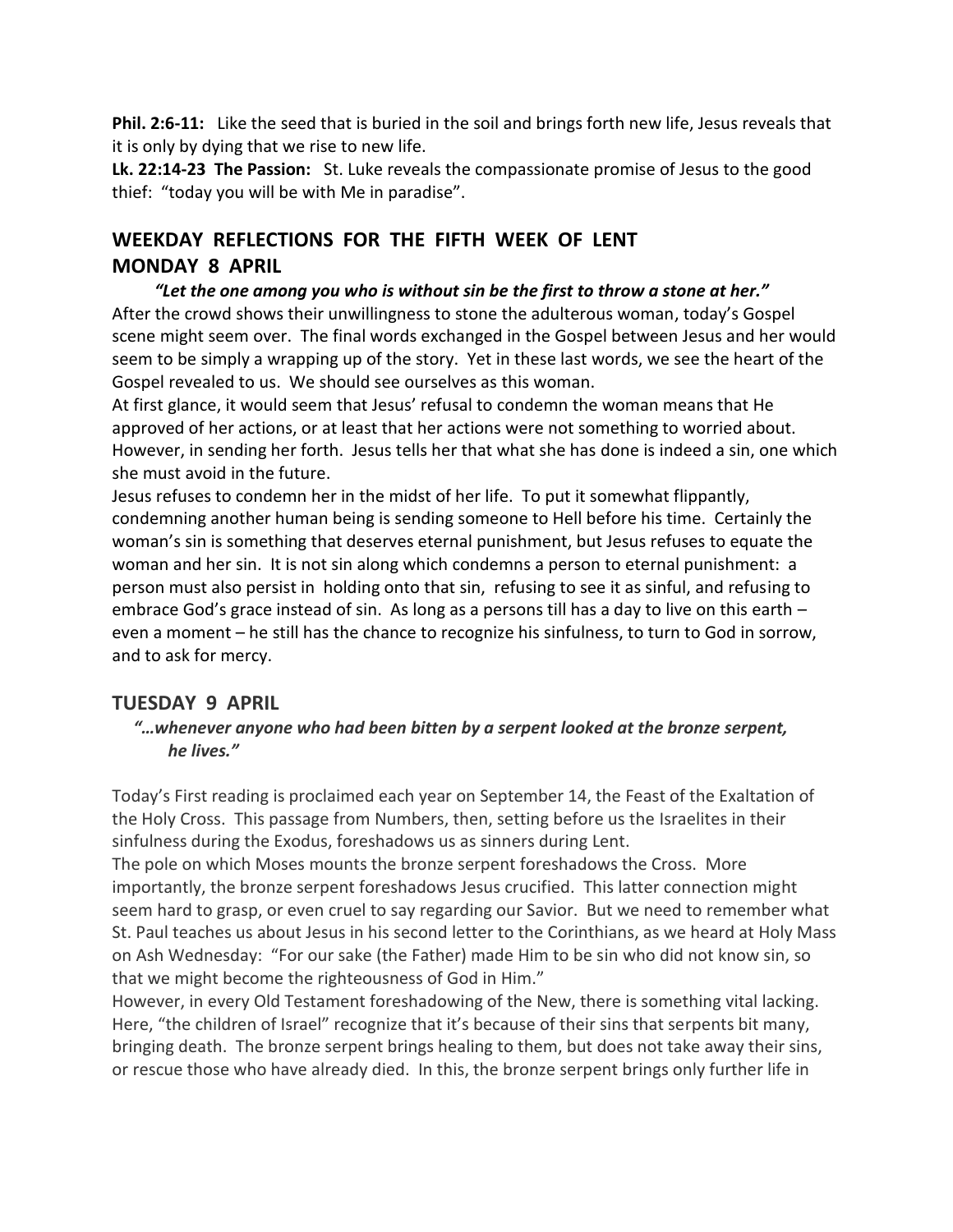**Phil. 2:6-11:** Like the seed that is buried in the soil and brings forth new life, Jesus reveals that it is only by dying that we rise to new life.
**Lk. 22:14-23 The Passion:** St. Luke reveals the compassionate promise of Jesus to the good thief: "today you will be with Me in paradise".

## WEEKDAY REFLECTIONS FOR THE FIFTH WEEK OF LENT
## MONDAY 8 APRIL

***"Let the one among you who is without sin be the first to throw a stone at her."***

After the crowd shows their unwillingness to stone the adulterous woman, today's Gospel scene might seem over. The final words exchanged in the Gospel between Jesus and her would seem to be simply a wrapping up of the story. Yet in these last words, we see the heart of the Gospel revealed to us. We should see ourselves as this woman.

At first glance, it would seem that Jesus' refusal to condemn the woman means that He approved of her actions, or at least that her actions were not something to worried about. However, in sending her forth. Jesus tells her that what she has done is indeed a sin, one which she must avoid in the future.

Jesus refuses to condemn her in the midst of her life. To put it somewhat flippantly, condemning another human being is sending someone to Hell before his time. Certainly the woman's sin is something that deserves eternal punishment, but Jesus refuses to equate the woman and her sin. It is not sin along which condemns a person to eternal punishment: a person must also persist in holding onto that sin, refusing to see it as sinful, and refusing to embrace God's grace instead of sin. As long as a persons till has a day to live on this earth – even a moment – he still has the chance to recognize his sinfulness, to turn to God in sorrow, and to ask for mercy.

## TUESDAY 9 APRIL

***"…whenever anyone who had been bitten by a serpent looked at the bronze serpent, he lives."***

Today's First reading is proclaimed each year on September 14, the Feast of the Exaltation of the Holy Cross. This passage from Numbers, then, setting before us the Israelites in their sinfulness during the Exodus, foreshadows us as sinners during Lent.

The pole on which Moses mounts the bronze serpent foreshadows the Cross. More importantly, the bronze serpent foreshadows Jesus crucified. This latter connection might seem hard to grasp, or even cruel to say regarding our Savior. But we need to remember what St. Paul teaches us about Jesus in his second letter to the Corinthians, as we heard at Holy Mass on Ash Wednesday: "For our sake (the Father) made Him to be sin who did not know sin, so that we might become the righteousness of God in Him."

However, in every Old Testament foreshadowing of the New, there is something vital lacking. Here, "the children of Israel" recognize that it's because of their sins that serpents bit many, bringing death. The bronze serpent brings healing to them, but does not take away their sins, or rescue those who have already died. In this, the bronze serpent brings only further life in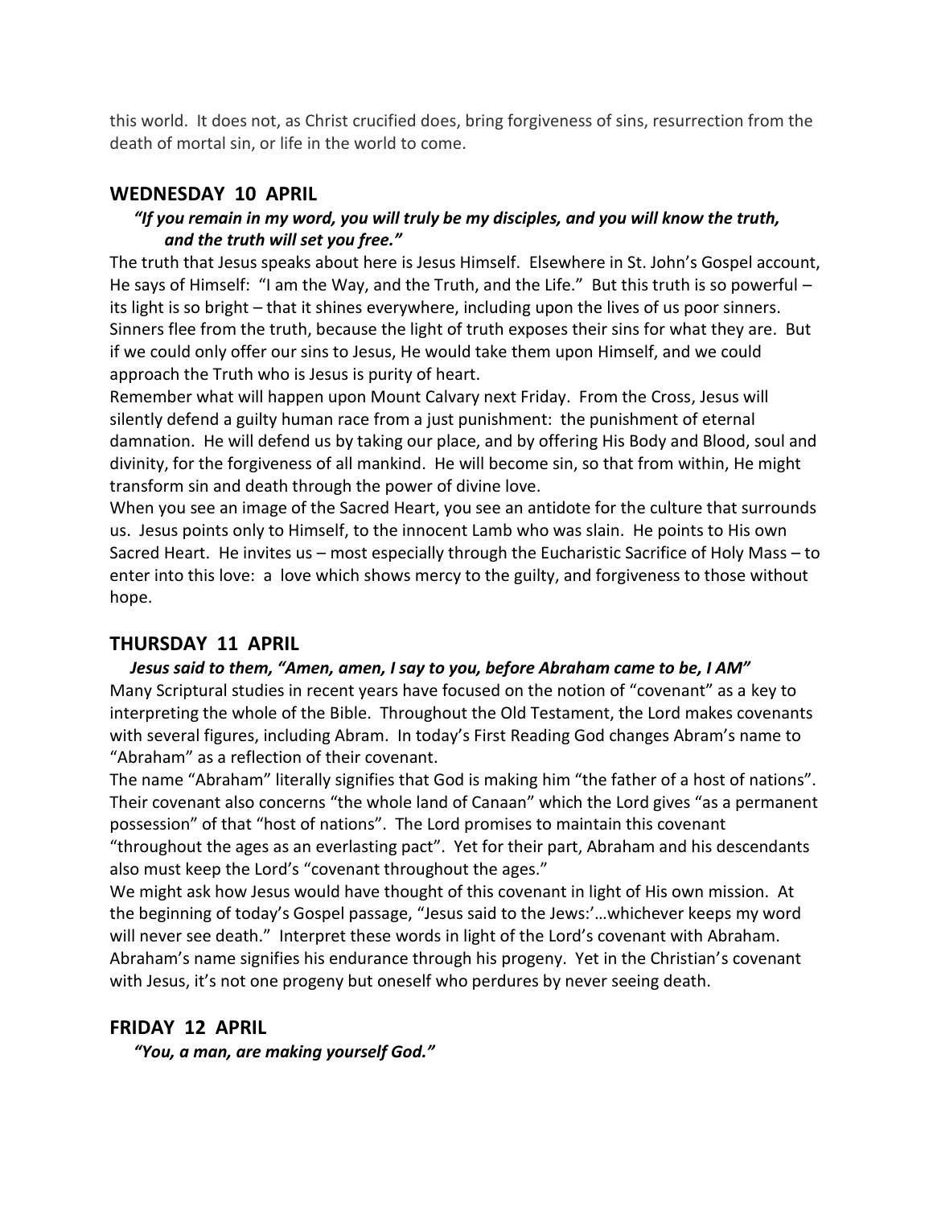this world. It does not, as Christ crucified does, bring forgiveness of sins, resurrection from the death of mortal sin, or life in the world to come.

## WEDNESDAY 10 APRIL

***"If you remain in my word, you will truly be my disciples, and you will know the truth, and the truth will set you free."***

The truth that Jesus speaks about here is Jesus Himself. Elsewhere in St. John's Gospel account, He says of Himself: "I am the Way, and the Truth, and the Life." But this truth is so powerful – its light is so bright – that it shines everywhere, including upon the lives of us poor sinners. Sinners flee from the truth, because the light of truth exposes their sins for what they are. But if we could only offer our sins to Jesus, He would take them upon Himself, and we could approach the Truth who is Jesus is purity of heart.

Remember what will happen upon Mount Calvary next Friday. From the Cross, Jesus will silently defend a guilty human race from a just punishment: the punishment of eternal damnation. He will defend us by taking our place, and by offering His Body and Blood, soul and divinity, for the forgiveness of all mankind. He will become sin, so that from within, He might transform sin and death through the power of divine love.

When you see an image of the Sacred Heart, you see an antidote for the culture that surrounds us. Jesus points only to Himself, to the innocent Lamb who was slain. He points to His own Sacred Heart. He invites us – most especially through the Eucharistic Sacrifice of Holy Mass – to enter into this love: a love which shows mercy to the guilty, and forgiveness to those without hope.

## THURSDAY 11 APRIL

***Jesus said to them, "Amen, amen, I say to you, before Abraham came to be, I AM"***

Many Scriptural studies in recent years have focused on the notion of "covenant" as a key to interpreting the whole of the Bible. Throughout the Old Testament, the Lord makes covenants with several figures, including Abram. In today's First Reading God changes Abram's name to "Abraham" as a reflection of their covenant.

The name "Abraham" literally signifies that God is making him "the father of a host of nations". Their covenant also concerns "the whole land of Canaan" which the Lord gives "as a permanent possession" of that "host of nations". The Lord promises to maintain this covenant "throughout the ages as an everlasting pact". Yet for their part, Abraham and his descendants also must keep the Lord's "covenant throughout the ages."

We might ask how Jesus would have thought of this covenant in light of His own mission. At the beginning of today's Gospel passage, "Jesus said to the Jews:'…whichever keeps my word will never see death." Interpret these words in light of the Lord's covenant with Abraham. Abraham's name signifies his endurance through his progeny. Yet in the Christian's covenant with Jesus, it's not one progeny but oneself who perdures by never seeing death.

## FRIDAY 12 APRIL

***"You, a man, are making yourself God."***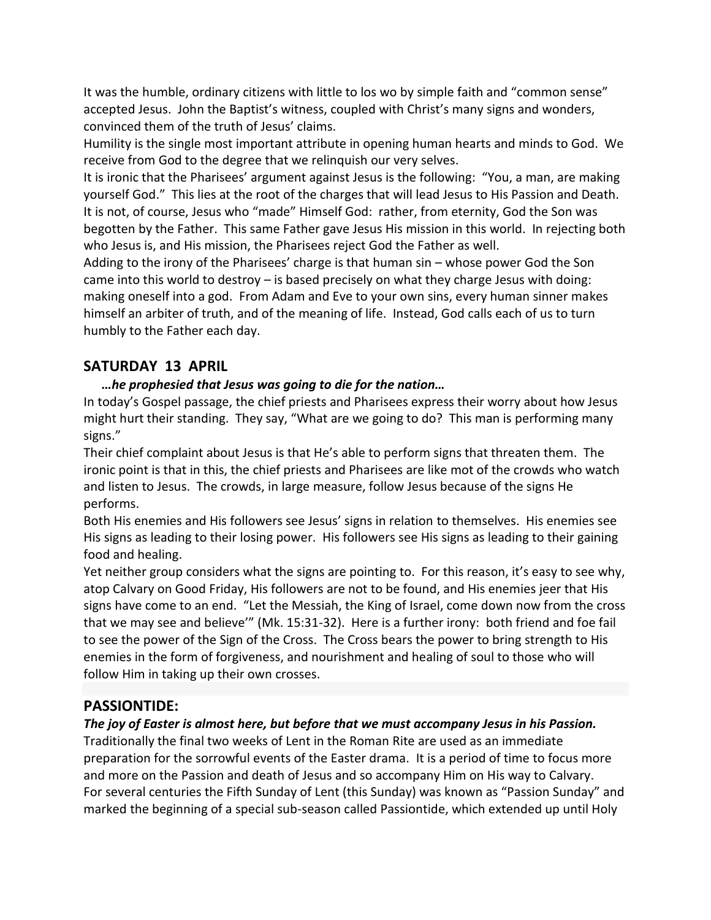It was the humble, ordinary citizens with little to los wo by simple faith and "common sense" accepted Jesus. John the Baptist's witness, coupled with Christ's many signs and wonders, convinced them of the truth of Jesus' claims.

Humility is the single most important attribute in opening human hearts and minds to God. We receive from God to the degree that we relinquish our very selves.

It is ironic that the Pharisees' argument against Jesus is the following: "You, a man, are making yourself God." This lies at the root of the charges that will lead Jesus to His Passion and Death. It is not, of course, Jesus who "made" Himself God: rather, from eternity, God the Son was begotten by the Father. This same Father gave Jesus His mission in this world. In rejecting both who Jesus is, and His mission, the Pharisees reject God the Father as well.

Adding to the irony of the Pharisees' charge is that human sin – whose power God the Son came into this world to destroy – is based precisely on what they charge Jesus with doing: making oneself into a god. From Adam and Eve to your own sins, every human sinner makes himself an arbiter of truth, and of the meaning of life. Instead, God calls each of us to turn humbly to the Father each day.

## SATURDAY 13 APRIL

***…he prophesied that Jesus was going to die for the nation…***

In today's Gospel passage, the chief priests and Pharisees express their worry about how Jesus might hurt their standing. They say, "What are we going to do? This man is performing many signs."

Their chief complaint about Jesus is that He's able to perform signs that threaten them. The ironic point is that in this, the chief priests and Pharisees are like mot of the crowds who watch and listen to Jesus. The crowds, in large measure, follow Jesus because of the signs He performs.

Both His enemies and His followers see Jesus' signs in relation to themselves. His enemies see His signs as leading to their losing power. His followers see His signs as leading to their gaining food and healing.

Yet neither group considers what the signs are pointing to. For this reason, it's easy to see why, atop Calvary on Good Friday, His followers are not to be found, and His enemies jeer that His signs have come to an end. "Let the Messiah, the King of Israel, come down now from the cross that we may see and believe'" (Mk. 15:31-32). Here is a further irony: both friend and foe fail to see the power of the Sign of the Cross. The Cross bears the power to bring strength to His enemies in the form of forgiveness, and nourishment and healing of soul to those who will follow Him in taking up their own crosses.

## PASSIONTIDE:

***The joy of Easter is almost here, but before that we must accompany Jesus in his Passion.***

Traditionally the final two weeks of Lent in the Roman Rite are used as an immediate preparation for the sorrowful events of the Easter drama. It is a period of time to focus more and more on the Passion and death of Jesus and so accompany Him on His way to Calvary.

For several centuries the Fifth Sunday of Lent (this Sunday) was known as "Passion Sunday" and marked the beginning of a special sub-season called Passiontide, which extended up until Holy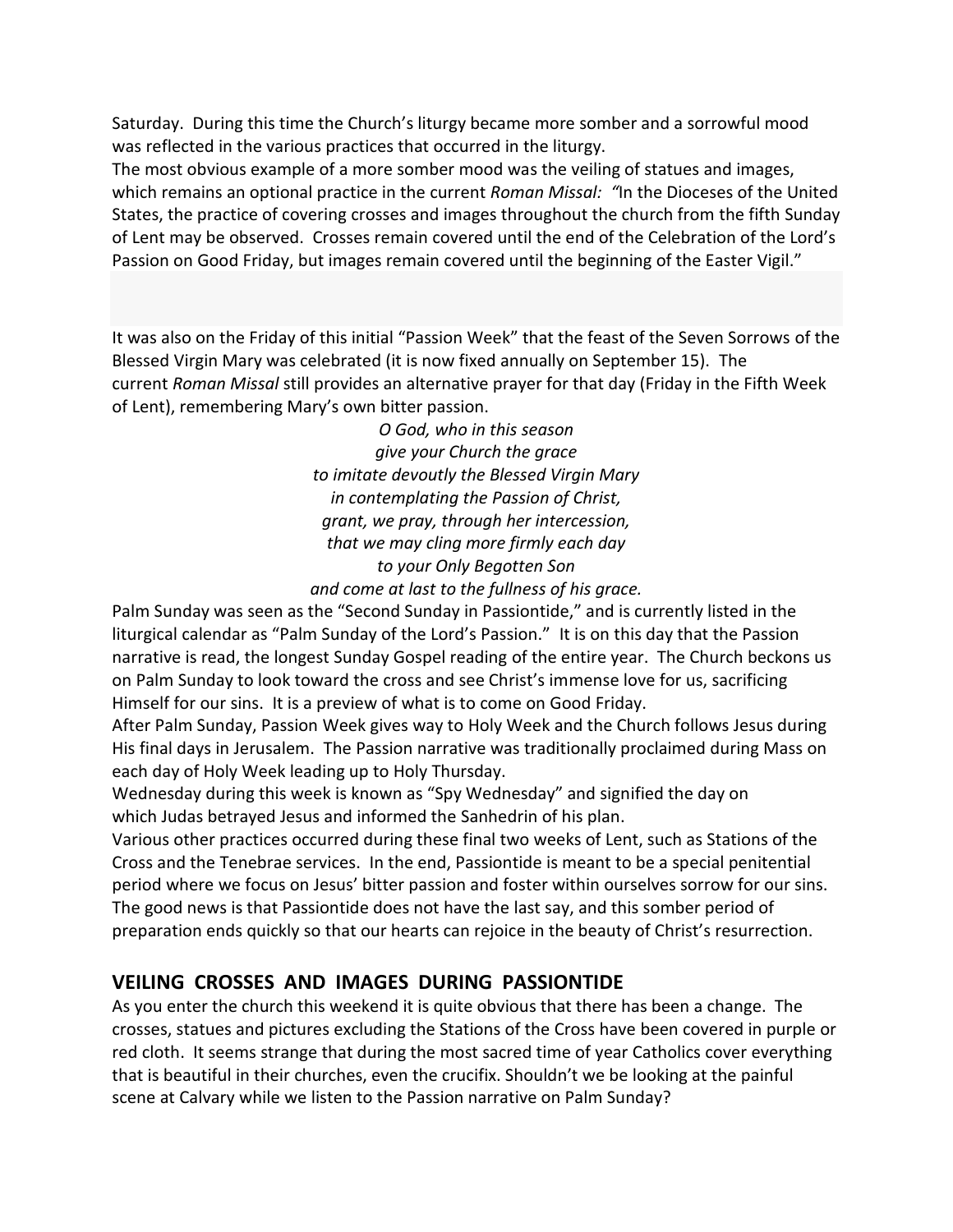Saturday. During this time the Church's liturgy became more somber and a sorrowful mood was reflected in the various practices that occurred in the liturgy.

The most obvious example of a more somber mood was the veiling of statues and images, which remains an optional practice in the current *Roman Missal: "*In the Dioceses of the United States, the practice of covering crosses and images throughout the church from the fifth Sunday of Lent may be observed. Crosses remain covered until the end of the Celebration of the Lord's Passion on Good Friday, but images remain covered until the beginning of the Easter Vigil."

It was also on the Friday of this initial "Passion Week" that the feast of the Seven Sorrows of the Blessed Virgin Mary was celebrated (it is now fixed annually on September 15). The current *Roman Missal* still provides an alternative prayer for that day (Friday in the Fifth Week of Lent), remembering Mary's own bitter passion.

*O God, who in this season*
*give your Church the grace*
*to imitate devoutly the Blessed Virgin Mary*
*in contemplating the Passion of Christ,*
*grant, we pray, through her intercession,*
*that we may cling more firmly each day*
*to your Only Begotten Son*
*and come at last to the fullness of his grace.*

Palm Sunday was seen as the "Second Sunday in Passiontide," and is currently listed in the liturgical calendar as "Palm Sunday of the Lord's Passion." It is on this day that the Passion narrative is read, the longest Sunday Gospel reading of the entire year. The Church beckons us on Palm Sunday to look toward the cross and see Christ's immense love for us, sacrificing Himself for our sins. It is a preview of what is to come on Good Friday.

After Palm Sunday, Passion Week gives way to Holy Week and the Church follows Jesus during His final days in Jerusalem. The Passion narrative was traditionally proclaimed during Mass on each day of Holy Week leading up to Holy Thursday.

Wednesday during this week is known as "Spy Wednesday" and signified the day on which Judas betrayed Jesus and informed the Sanhedrin of his plan.

Various other practices occurred during these final two weeks of Lent, such as Stations of the Cross and the Tenebrae services. In the end, Passiontide is meant to be a special penitential period where we focus on Jesus' bitter passion and foster within ourselves sorrow for our sins. The good news is that Passiontide does not have the last say, and this somber period of preparation ends quickly so that our hearts can rejoice in the beauty of Christ's resurrection.

## VEILING CROSSES AND IMAGES DURING PASSIONTIDE

As you enter the church this weekend it is quite obvious that there has been a change. The crosses, statues and pictures excluding the Stations of the Cross have been covered in purple or red cloth. It seems strange that during the most sacred time of year Catholics cover everything that is beautiful in their churches, even the crucifix. Shouldn't we be looking at the painful scene at Calvary while we listen to the Passion narrative on Palm Sunday?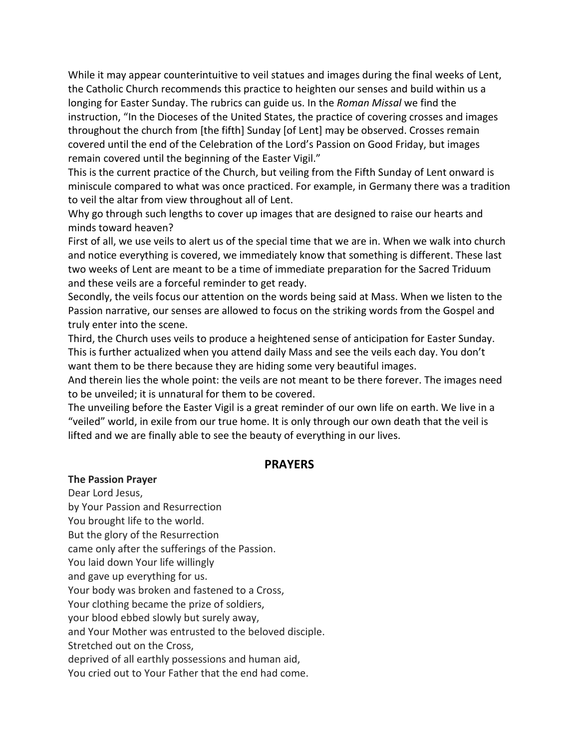While it may appear counterintuitive to veil statues and images during the final weeks of Lent, the Catholic Church recommends this practice to heighten our senses and build within us a longing for Easter Sunday. The rubrics can guide us. In the *Roman Missal* we find the instruction, "In the Dioceses of the United States, the practice of covering crosses and images throughout the church from [the fifth] Sunday [of Lent] may be observed. Crosses remain covered until the end of the Celebration of the Lord's Passion on Good Friday, but images remain covered until the beginning of the Easter Vigil."

This is the current practice of the Church, but veiling from the Fifth Sunday of Lent onward is miniscule compared to what was once practiced. For example, in Germany there was a tradition to veil the altar from view throughout all of Lent.

Why go through such lengths to cover up images that are designed to raise our hearts and minds toward heaven?

First of all, we use veils to alert us of the special time that we are in. When we walk into church and notice everything is covered, we immediately know that something is different. These last two weeks of Lent are meant to be a time of immediate preparation for the Sacred Triduum and these veils are a forceful reminder to get ready.

Secondly, the veils focus our attention on the words being said at Mass. When we listen to the Passion narrative, our senses are allowed to focus on the striking words from the Gospel and truly enter into the scene.

Third, the Church uses veils to produce a heightened sense of anticipation for Easter Sunday. This is further actualized when you attend daily Mass and see the veils each day. You don't want them to be there because they are hiding some very beautiful images.

And therein lies the whole point: the veils are not meant to be there forever. The images need to be unveiled; it is unnatural for them to be covered.

The unveiling before the Easter Vigil is a great reminder of our own life on earth. We live in a "veiled" world, in exile from our true home. It is only through our own death that the veil is lifted and we are finally able to see the beauty of everything in our lives.

## PRAYERS

**The Passion Prayer**

Dear Lord Jesus,
by Your Passion and Resurrection
You brought life to the world.
But the glory of the Resurrection
came only after the sufferings of the Passion.
You laid down Your life willingly
and gave up everything for us.
Your body was broken and fastened to a Cross,
Your clothing became the prize of soldiers,
your blood ebbed slowly but surely away,
and Your Mother was entrusted to the beloved disciple.
Stretched out on the Cross,
deprived of all earthly possessions and human aid,
You cried out to Your Father that the end had come.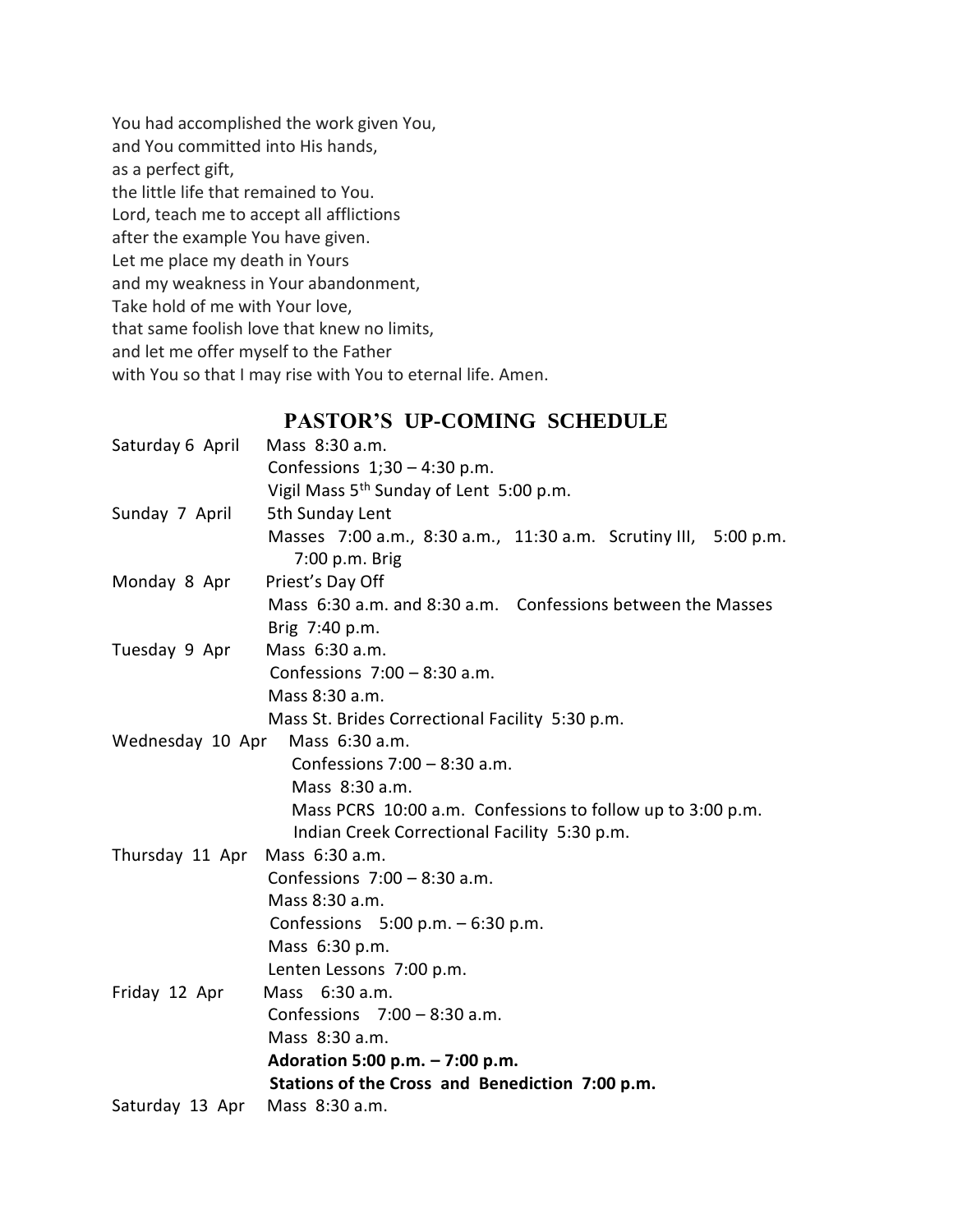You had accomplished the work given You,
and You committed into His hands,
as a perfect gift,
the little life that remained to You.
Lord, teach me to accept all afflictions
after the example You have given.
Let me place my death in Yours
and my weakness in Your abandonment,
Take hold of me with Your love,
that same foolish love that knew no limits,
and let me offer myself to the Father
with You so that I may rise with You to eternal life. Amen.

## PASTOR'S UP-COMING SCHEDULE

| | |
|---|---|
| Saturday 6 April | Mass 8:30 a.m.<br>Confessions 1;30 – 4:30 p.m.<br>Vigil Mass 5th Sunday of Lent 5:00 p.m. |
| Sunday 7 April | 5th Sunday Lent<br>Masses 7:00 a.m., 8:30 a.m., 11:30 a.m. Scrutiny III, 5:00 p.m.<br>7:00 p.m. Brig |
| Monday 8 Apr | Priest's Day Off<br>Mass 6:30 a.m. and 8:30 a.m. Confessions between the Masses<br>Brig 7:40 p.m. |
| Tuesday 9 Apr | Mass 6:30 a.m.<br>Confessions 7:00 – 8:30 a.m.<br>Mass 8:30 a.m.<br>Mass St. Brides Correctional Facility 5:30 p.m. |
| Wednesday 10 Apr | Mass 6:30 a.m.<br>Confessions 7:00 – 8:30 a.m.<br>Mass 8:30 a.m.<br>Mass PCRS 10:00 a.m. Confessions to follow up to 3:00 p.m.<br>Indian Creek Correctional Facility 5:30 p.m. |
| Thursday 11 Apr | Mass 6:30 a.m.<br>Confessions 7:00 – 8:30 a.m.<br>Mass 8:30 a.m.<br>Confessions 5:00 p.m. – 6:30 p.m.<br>Mass 6:30 p.m.<br>Lenten Lessons 7:00 p.m. |
| Friday 12 Apr | Mass 6:30 a.m.<br>Confessions 7:00 – 8:30 a.m.<br>Mass 8:30 a.m.<br>**Adoration 5:00 p.m. – 7:00 p.m.**<br>**Stations of the Cross and Benediction 7:00 p.m.** |
| Saturday 13 Apr | Mass 8:30 a.m. |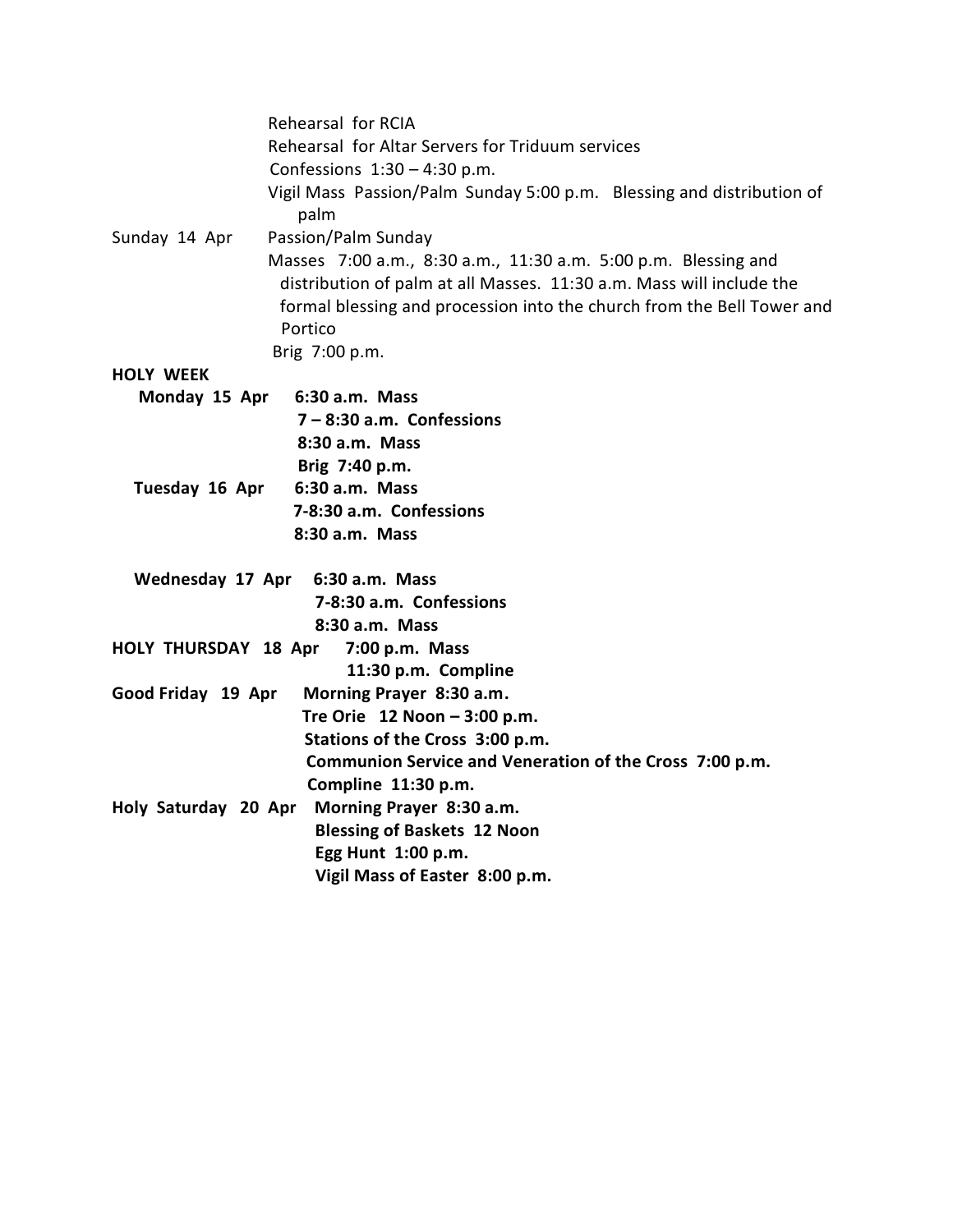Rehearsal for RCIA
Rehearsal for Altar Servers for Triduum services
Confessions 1:30 – 4:30 p.m.
Vigil Mass Passion/Palm Sunday 5:00 p.m. Blessing and distribution of palm

Sunday 14 Apr — Passion/Palm Sunday
Masses 7:00 a.m., 8:30 a.m., 11:30 a.m. 5:00 p.m. Blessing and distribution of palm at all Masses. 11:30 a.m. Mass will include the formal blessing and procession into the church from the Bell Tower and Portico
Brig 7:00 p.m.

**HOLY WEEK**

**Monday 15 Apr**
**6:30 a.m. Mass**
**7 – 8:30 a.m. Confessions**
**8:30 a.m. Mass**
**Brig 7:40 p.m.**

**Tuesday 16 Apr**
**6:30 a.m. Mass**
**7-8:30 a.m. Confessions**
**8:30 a.m. Mass**

**Wednesday 17 Apr**
**6:30 a.m. Mass**
**7-8:30 a.m. Confessions**
**8:30 a.m. Mass**

**HOLY THURSDAY 18 Apr**
**7:00 p.m. Mass**
**11:30 p.m. Compline**

**Good Friday 19 Apr**
**Morning Prayer 8:30 a.m.**
**Tre Orie 12 Noon – 3:00 p.m.**
**Stations of the Cross 3:00 p.m.**
**Communion Service and Veneration of the Cross 7:00 p.m.**
**Compline 11:30 p.m.**

**Holy Saturday 20 Apr**
**Morning Prayer 8:30 a.m.**
**Blessing of Baskets 12 Noon**
**Egg Hunt 1:00 p.m.**
**Vigil Mass of Easter 8:00 p.m.**